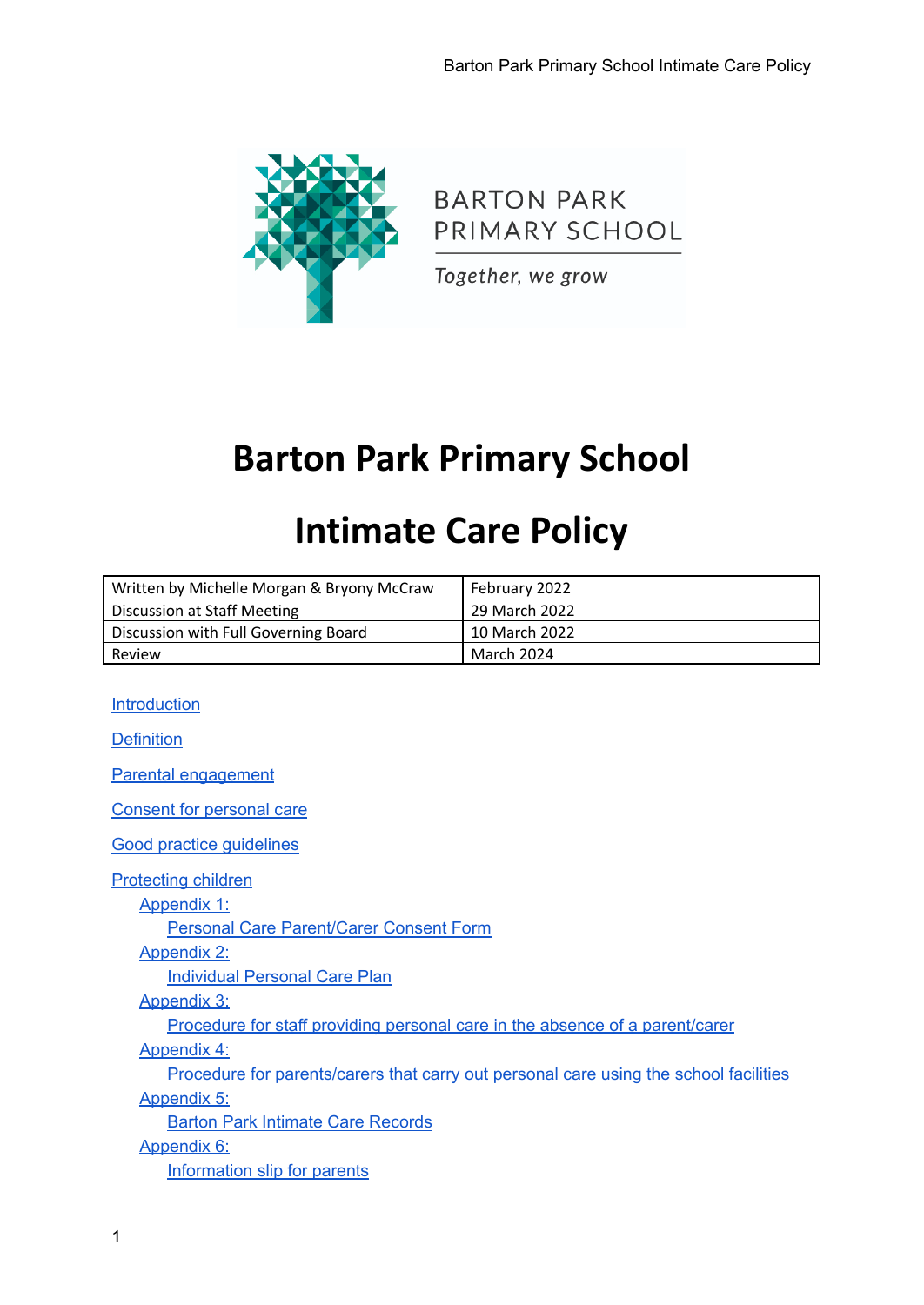# Barton Park Primary School

# Intimate Care Policy

| Written by Michelle Morgan & Bryony McCraw | February 2022 |
|---|---|
| Discussion at Staff Meeting | 29 March 2022 |
| Discussion with Full Governing Board | 10 March 2022 |
| Review | March 2024 |

Introduction

Definition

Parental engagement

Consent for personal care

Good practice guidelines

Protecting children

- Appendix 1:
  - Personal Care Parent/Carer Consent Form
- Appendix 2:
  - Individual Personal Care Plan
- Appendix 3:
  - Procedure for staff providing personal care in the absence of a parent/carer
- Appendix 4:
  - Procedure for parents/carers that carry out personal care using the school facilities
- Appendix 5:
  - Barton Park Intimate Care Records
- Appendix 6:
  - Information slip for parents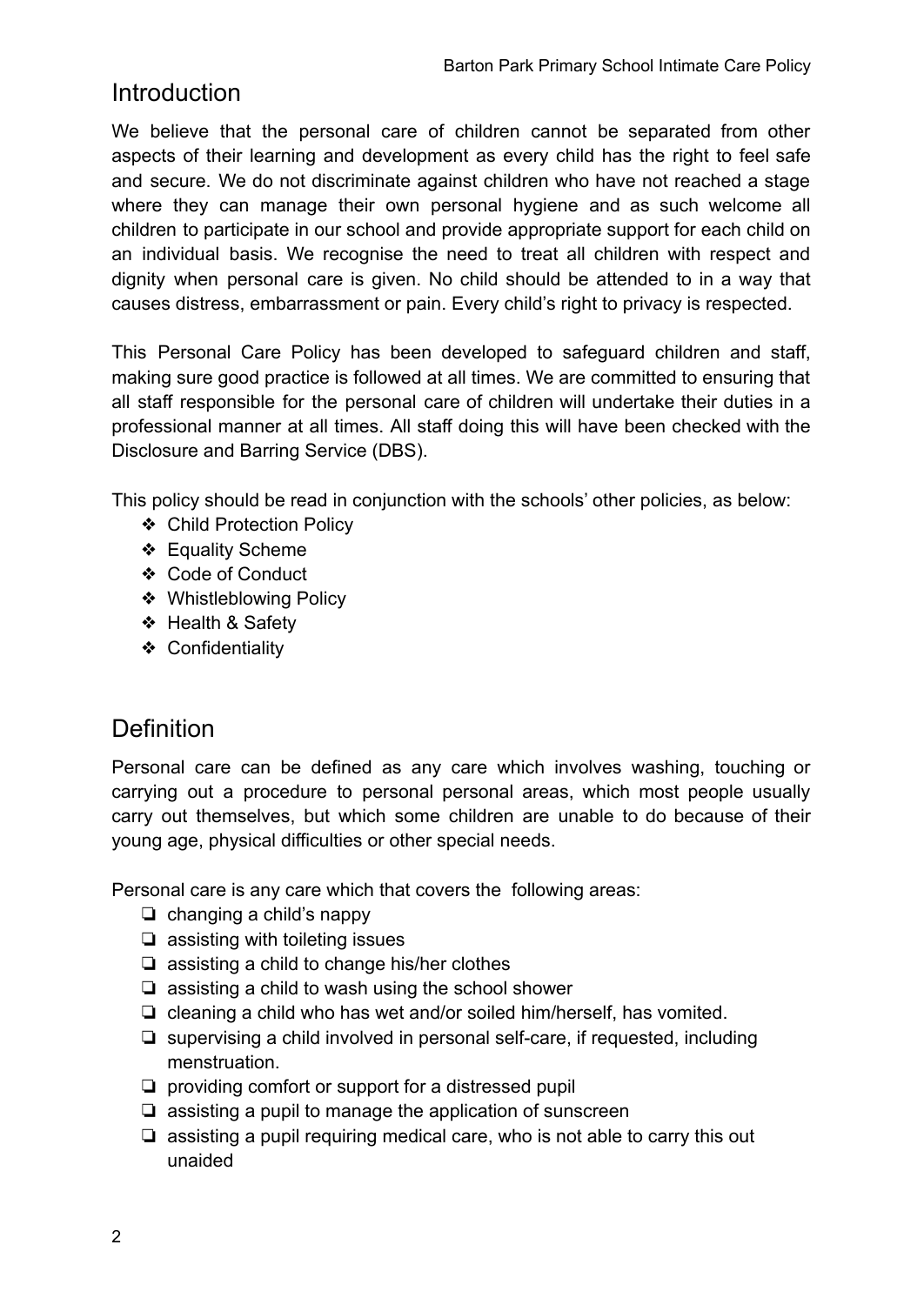## Introduction

We believe that the personal care of children cannot be separated from other aspects of their learning and development as every child has the right to feel safe and secure. We do not discriminate against children who have not reached a stage where they can manage their own personal hygiene and as such welcome all children to participate in our school and provide appropriate support for each child on an individual basis. We recognise the need to treat all children with respect and dignity when personal care is given. No child should be attended to in a way that causes distress, embarrassment or pain. Every child's right to privacy is respected.

This Personal Care Policy has been developed to safeguard children and staff, making sure good practice is followed at all times. We are committed to ensuring that all staff responsible for the personal care of children will undertake their duties in a professional manner at all times. All staff doing this will have been checked with the Disclosure and Barring Service (DBS).

This policy should be read in conjunction with the schools' other policies, as below:

- Child Protection Policy
- Equality Scheme
- Code of Conduct
- Whistleblowing Policy
- Health & Safety
- Confidentiality

## Definition

Personal care can be defined as any care which involves washing, touching or carrying out a procedure to personal personal areas, which most people usually carry out themselves, but which some children are unable to do because of their young age, physical difficulties or other special needs.

Personal care is any care which that covers the following areas:

- changing a child's nappy
- assisting with toileting issues
- assisting a child to change his/her clothes
- assisting a child to wash using the school shower
- cleaning a child who has wet and/or soiled him/herself, has vomited.
- supervising a child involved in personal self-care, if requested, including menstruation.
- providing comfort or support for a distressed pupil
- assisting a pupil to manage the application of sunscreen
- assisting a pupil requiring medical care, who is not able to carry this out unaided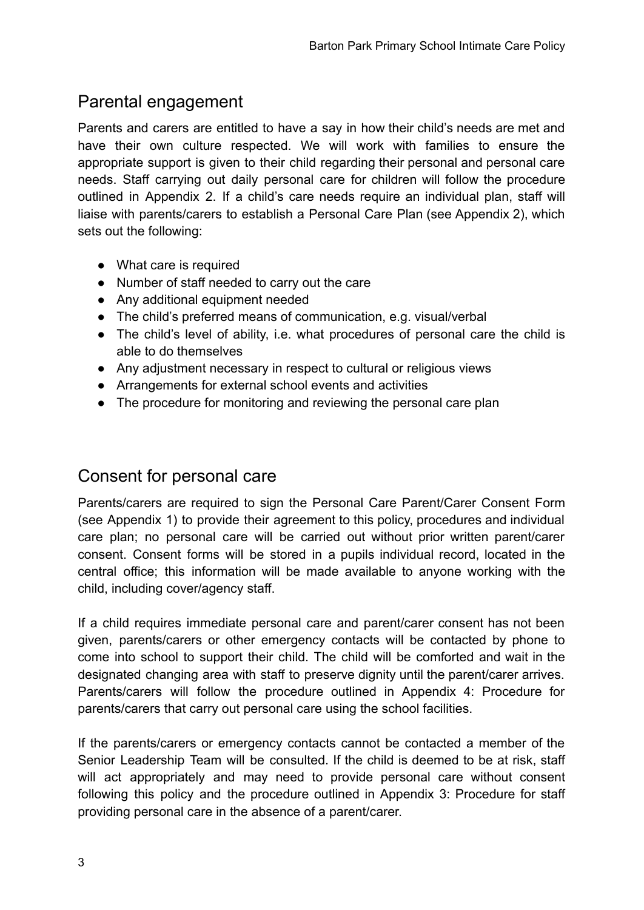## Parental engagement

Parents and carers are entitled to have a say in how their child's needs are met and have their own culture respected. We will work with families to ensure the appropriate support is given to their child regarding their personal and personal care needs. Staff carrying out daily personal care for children will follow the procedure outlined in Appendix 2. If a child's care needs require an individual plan, staff will liaise with parents/carers to establish a Personal Care Plan (see Appendix 2), which sets out the following:

- What care is required
- Number of staff needed to carry out the care
- Any additional equipment needed
- The child's preferred means of communication, e.g. visual/verbal
- The child's level of ability, i.e. what procedures of personal care the child is able to do themselves
- Any adjustment necessary in respect to cultural or religious views
- Arrangements for external school events and activities
- The procedure for monitoring and reviewing the personal care plan

## Consent for personal care

Parents/carers are required to sign the Personal Care Parent/Carer Consent Form (see Appendix 1) to provide their agreement to this policy, procedures and individual care plan; no personal care will be carried out without prior written parent/carer consent. Consent forms will be stored in a pupils individual record, located in the central office; this information will be made available to anyone working with the child, including cover/agency staff.

If a child requires immediate personal care and parent/carer consent has not been given, parents/carers or other emergency contacts will be contacted by phone to come into school to support their child. The child will be comforted and wait in the designated changing area with staff to preserve dignity until the parent/carer arrives. Parents/carers will follow the procedure outlined in Appendix 4: Procedure for parents/carers that carry out personal care using the school facilities.

If the parents/carers or emergency contacts cannot be contacted a member of the Senior Leadership Team will be consulted. If the child is deemed to be at risk, staff will act appropriately and may need to provide personal care without consent following this policy and the procedure outlined in Appendix 3: Procedure for staff providing personal care in the absence of a parent/carer.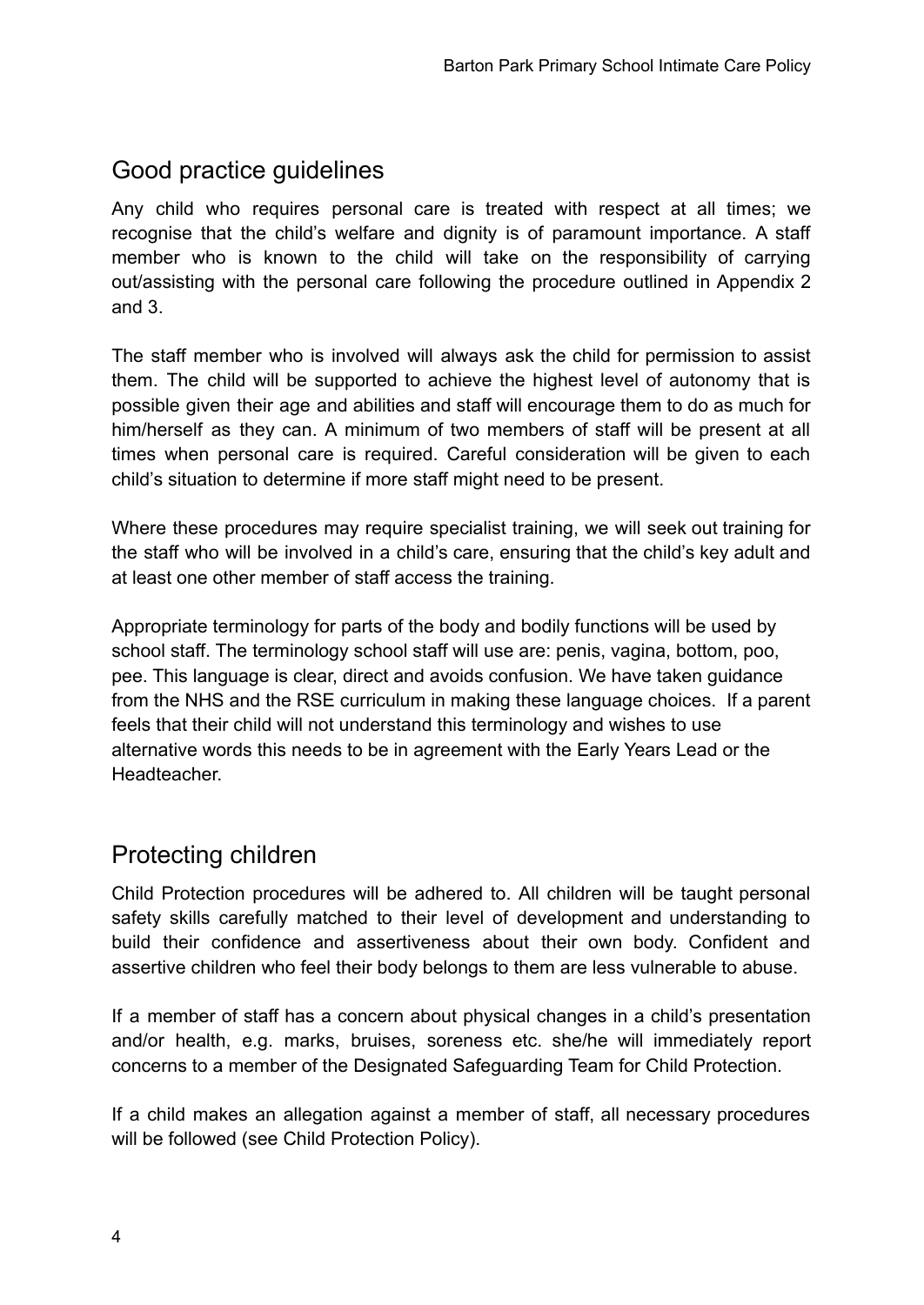## Good practice guidelines

Any child who requires personal care is treated with respect at all times; we recognise that the child's welfare and dignity is of paramount importance. A staff member who is known to the child will take on the responsibility of carrying out/assisting with the personal care following the procedure outlined in Appendix 2 and 3.

The staff member who is involved will always ask the child for permission to assist them. The child will be supported to achieve the highest level of autonomy that is possible given their age and abilities and staff will encourage them to do as much for him/herself as they can. A minimum of two members of staff will be present at all times when personal care is required. Careful consideration will be given to each child's situation to determine if more staff might need to be present.

Where these procedures may require specialist training, we will seek out training for the staff who will be involved in a child's care, ensuring that the child's key adult and at least one other member of staff access the training.

Appropriate terminology for parts of the body and bodily functions will be used by school staff. The terminology school staff will use are: penis, vagina, bottom, poo, pee. This language is clear, direct and avoids confusion. We have taken guidance from the NHS and the RSE curriculum in making these language choices. If a parent feels that their child will not understand this terminology and wishes to use alternative words this needs to be in agreement with the Early Years Lead or the Headteacher.

## Protecting children

Child Protection procedures will be adhered to. All children will be taught personal safety skills carefully matched to their level of development and understanding to build their confidence and assertiveness about their own body. Confident and assertive children who feel their body belongs to them are less vulnerable to abuse.

If a member of staff has a concern about physical changes in a child's presentation and/or health, e.g. marks, bruises, soreness etc. she/he will immediately report concerns to a member of the Designated Safeguarding Team for Child Protection.

If a child makes an allegation against a member of staff, all necessary procedures will be followed (see Child Protection Policy).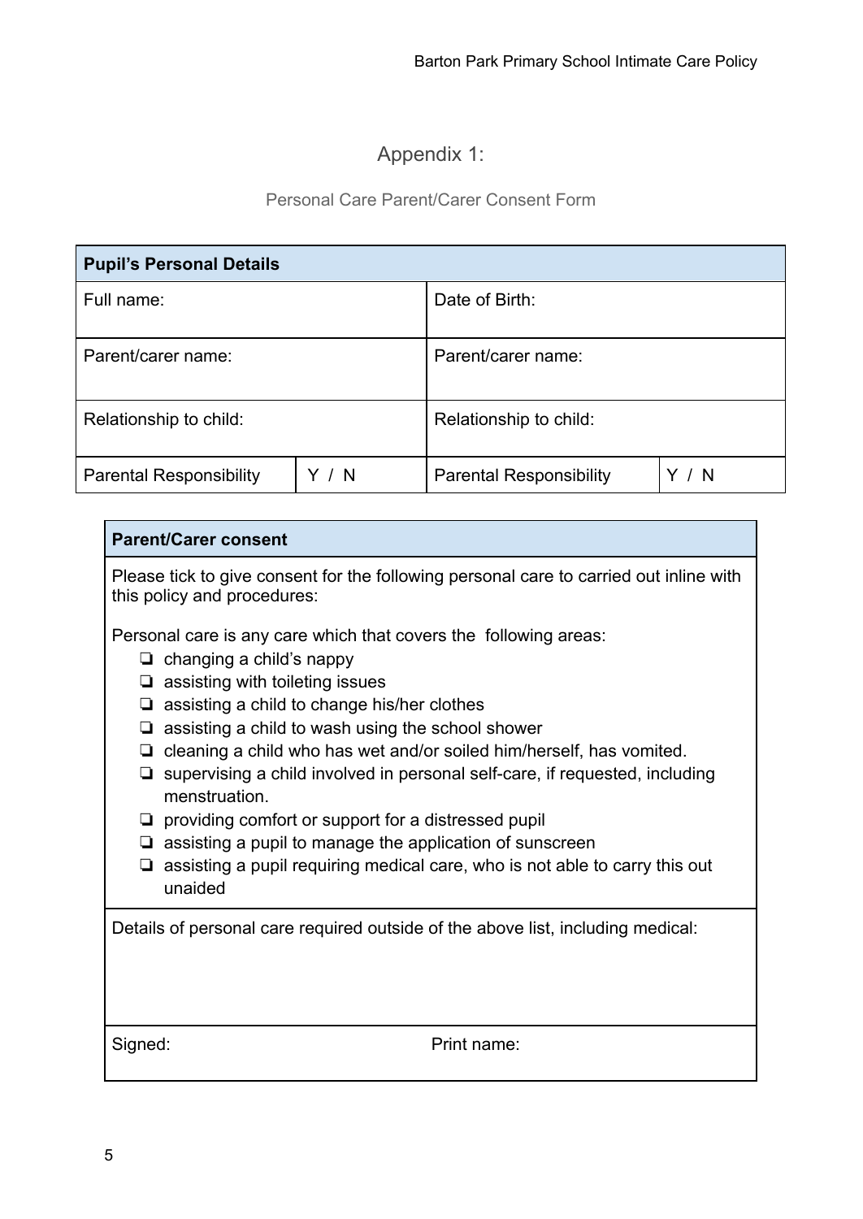## Appendix 1:

Personal Care Parent/Carer Consent Form

| **Pupil's Personal Details** | | | |
|---|---|---|---|
| Full name: | | Date of Birth: | |
| Parent/carer name: | | Parent/carer name: | |
| Relationship to child: | | Relationship to child: | |
| Parental Responsibility | Y / N | Parental Responsibility | Y / N |

| **Parent/Carer consent** | |
|---|---|
| Please tick to give consent for the following personal care to carried out inline with this policy and procedures:<br><br>Personal care is any care which that covers the following areas:<br>❏ changing a child's nappy<br>❏ assisting with toileting issues<br>❏ assisting a child to change his/her clothes<br>❏ assisting a child to wash using the school shower<br>❏ cleaning a child who has wet and/or soiled him/herself, has vomited.<br>❏ supervising a child involved in personal self-care, if requested, including menstruation.<br>❏ providing comfort or support for a distressed pupil<br>❏ assisting a pupil to manage the application of sunscreen<br>❏ assisting a pupil requiring medical care, who is not able to carry this out unaided | |
| Details of personal care required outside of the above list, including medical: | |
| Signed: | Print name: |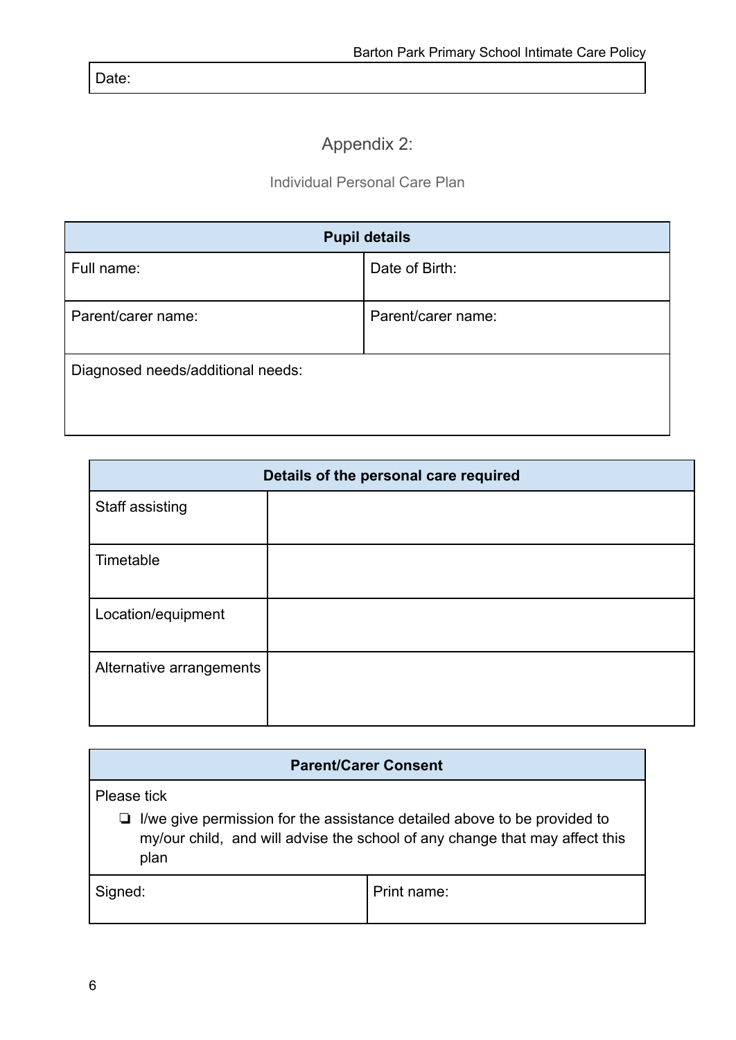| Date: |
|---|

## Appendix 2:

### Individual Personal Care Plan

| **Pupil details** | |
|---|---|
| Full name: | Date of Birth: |
| Parent/carer name: | Parent/carer name: |
| Diagnosed needs/additional needs: | |

| **Details of the personal care required** | |
|---|---|
| Staff assisting | |
| Timetable | |
| Location/equipment | |
| Alternative arrangements | |

| **Parent/Carer Consent** | |
|---|---|
| Please tick<br>❏ I/we give permission for the assistance detailed above to be provided to my/our child, and will advise the school of any change that may affect this plan | |
| Signed: | Print name: |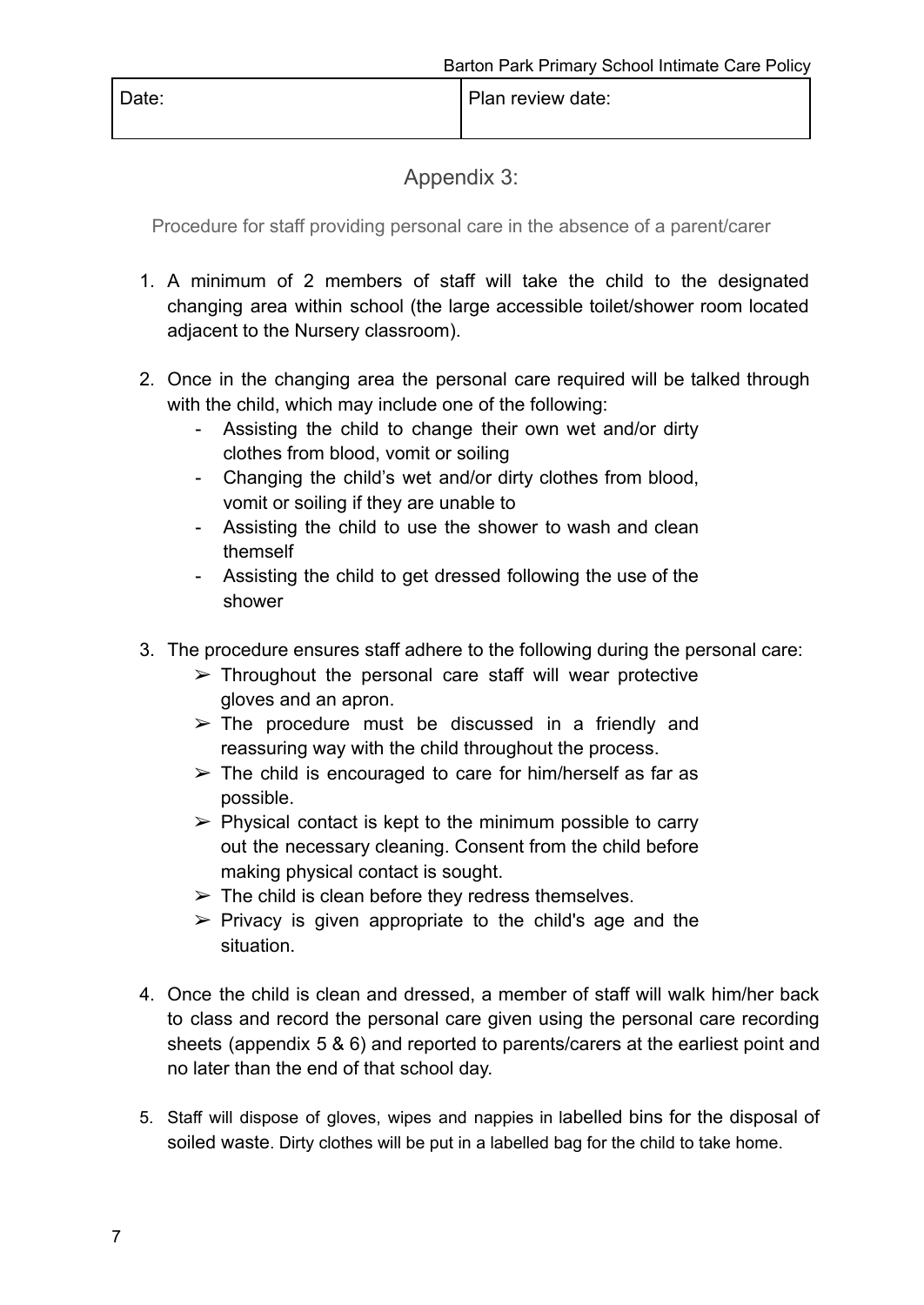| Date: | Plan review date: |
| --- | --- |

## Appendix 3:

Procedure for staff providing personal care in the absence of a parent/carer

1. A minimum of 2 members of staff will take the child to the designated changing area within school (the large accessible toilet/shower room located adjacent to the Nursery classroom).

2. Once in the changing area the personal care required will be talked through with the child, which may include one of the following:
   - Assisting the child to change their own wet and/or dirty clothes from blood, vomit or soiling
   - Changing the child's wet and/or dirty clothes from blood, vomit or soiling if they are unable to
   - Assisting the child to use the shower to wash and clean themself
   - Assisting the child to get dressed following the use of the shower

3. The procedure ensures staff adhere to the following during the personal care:
   - ➢ Throughout the personal care staff will wear protective gloves and an apron.
   - ➢ The procedure must be discussed in a friendly and reassuring way with the child throughout the process.
   - ➢ The child is encouraged to care for him/herself as far as possible.
   - ➢ Physical contact is kept to the minimum possible to carry out the necessary cleaning. Consent from the child before making physical contact is sought.
   - ➢ The child is clean before they redress themselves.
   - ➢ Privacy is given appropriate to the child's age and the situation.

4. Once the child is clean and dressed, a member of staff will walk him/her back to class and record the personal care given using the personal care recording sheets (appendix 5 & 6) and reported to parents/carers at the earliest point and no later than the end of that school day.

5. Staff will dispose of gloves, wipes and nappies in labelled bins for the disposal of soiled waste. Dirty clothes will be put in a labelled bag for the child to take home.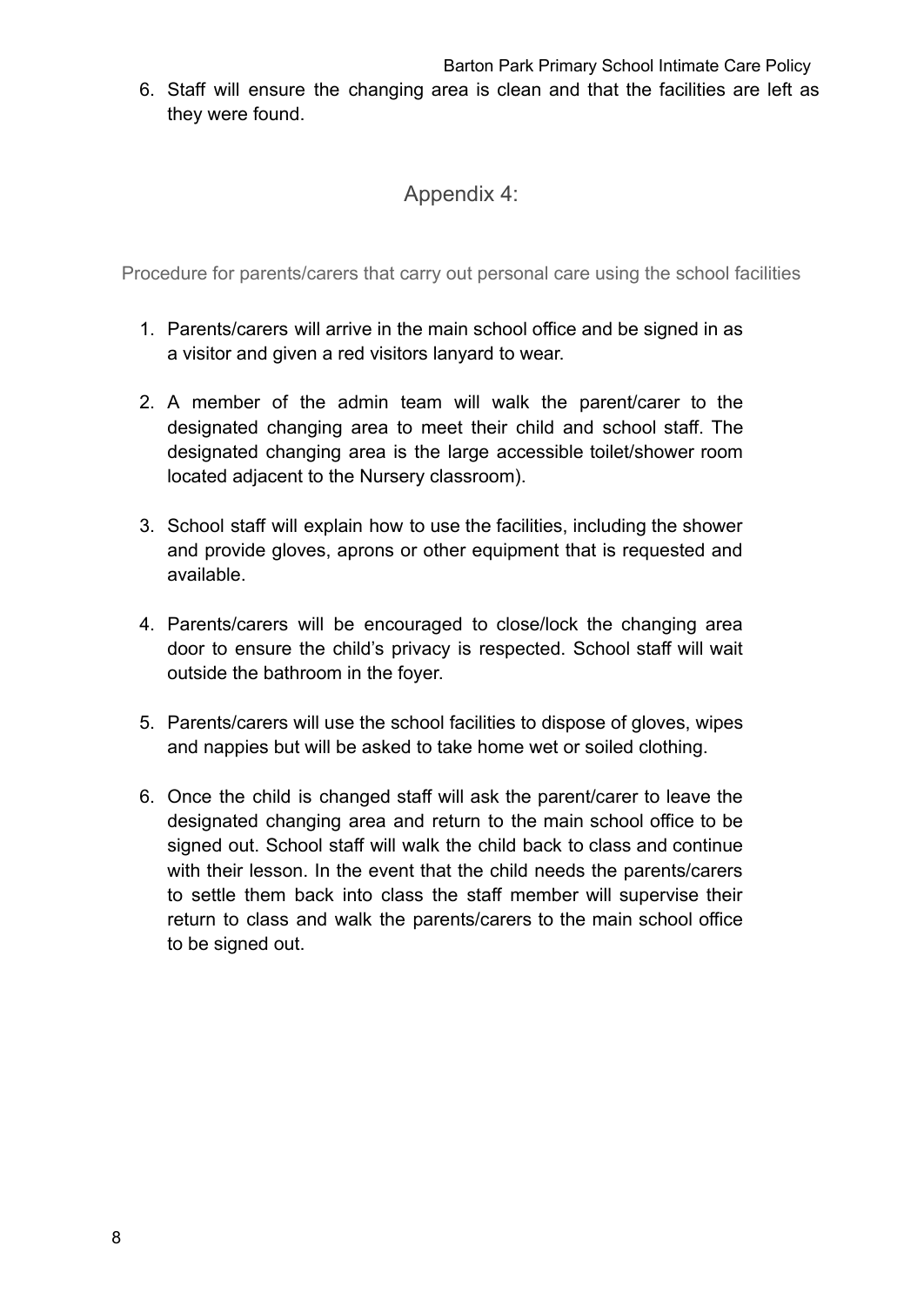6. Staff will ensure the changing area is clean and that the facilities are left as they were found.

## Appendix 4:

Procedure for parents/carers that carry out personal care using the school facilities

1. Parents/carers will arrive in the main school office and be signed in as a visitor and given a red visitors lanyard to wear.

2. A member of the admin team will walk the parent/carer to the designated changing area to meet their child and school staff. The designated changing area is the large accessible toilet/shower room located adjacent to the Nursery classroom).

3. School staff will explain how to use the facilities, including the shower and provide gloves, aprons or other equipment that is requested and available.

4. Parents/carers will be encouraged to close/lock the changing area door to ensure the child's privacy is respected. School staff will wait outside the bathroom in the foyer.

5. Parents/carers will use the school facilities to dispose of gloves, wipes and nappies but will be asked to take home wet or soiled clothing.

6. Once the child is changed staff will ask the parent/carer to leave the designated changing area and return to the main school office to be signed out. School staff will walk the child back to class and continue with their lesson. In the event that the child needs the parents/carers to settle them back into class the staff member will supervise their return to class and walk the parents/carers to the main school office to be signed out.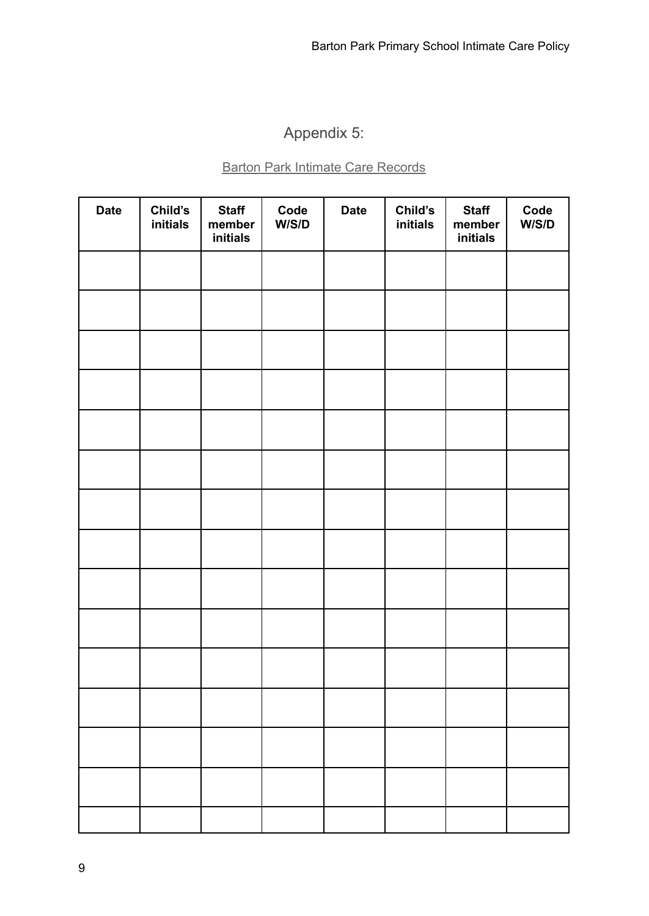## Appendix 5:

Barton Park Intimate Care Records

| Date | Child's initials | Staff member initials | Code W/S/D | Date | Child's initials | Staff member initials | Code W/S/D |
|---|---|---|---|---|---|---|---|
| | | | | | | | |
| | | | | | | | |
| | | | | | | | |
| | | | | | | | |
| | | | | | | | |
| | | | | | | | |
| | | | | | | | |
| | | | | | | | |
| | | | | | | | |
| | | | | | | | |
| | | | | | | | |
| | | | | | | | |
| | | | | | | | |
| | | | | | | | |
| | | | | | | | |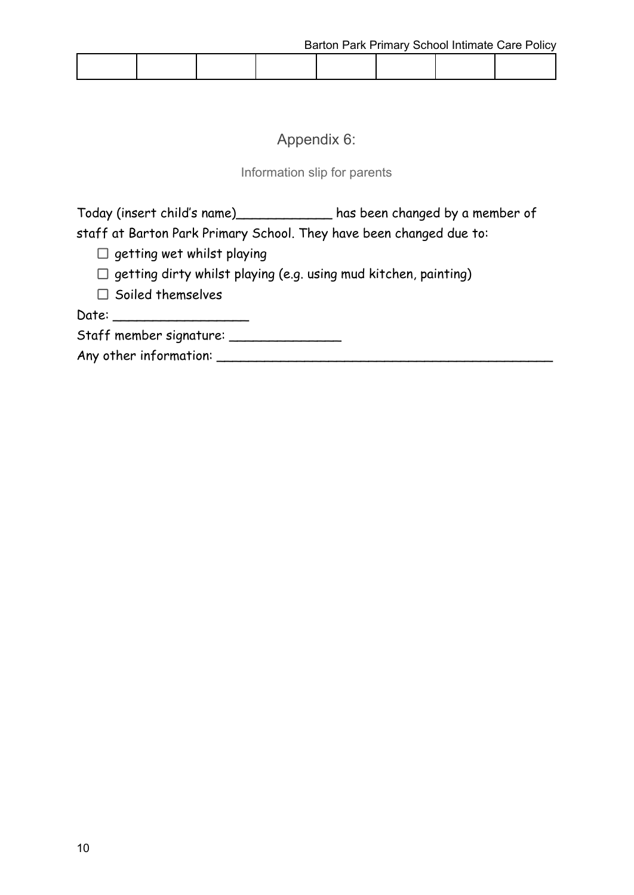| | | | | | | | |
|---|---|---|---|---|---|---|---|
| | | | | | | | |

## Appendix 6:

### Information slip for parents

Today (insert child's name)____________ has been changed by a member of staff at Barton Park Primary School. They have been changed due to:

- ☐ getting wet whilst playing
- ☐ getting dirty whilst playing (e.g. using mud kitchen, painting)
- ☐ Soiled themselves

Date: _________________

Staff member signature: ______________

Any other information: ___________________________________________